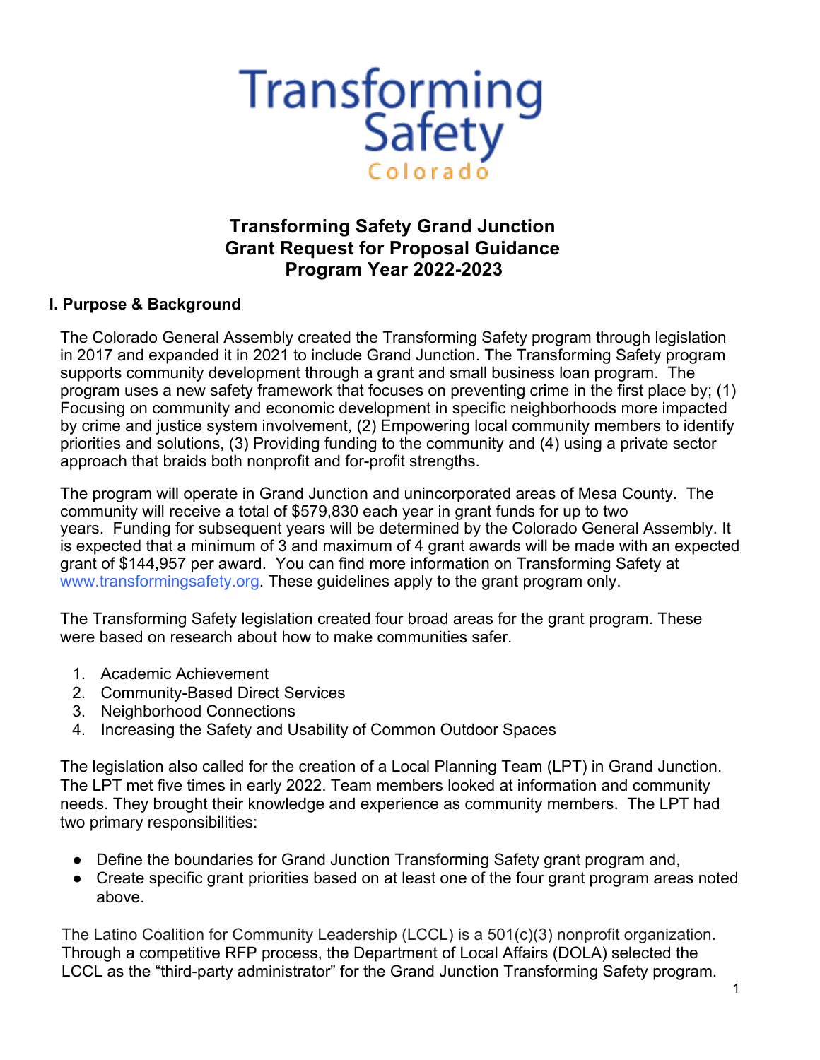Transforming Safety Colorado

# Transforming Safety Grand Junction
# Grant Request for Proposal Guidance
# Program Year 2022-2023

## I. Purpose & Background

The Colorado General Assembly created the Transforming Safety program through legislation in 2017 and expanded it in 2021 to include Grand Junction. The Transforming Safety program supports community development through a grant and small business loan program. The program uses a new safety framework that focuses on preventing crime in the first place by; (1) Focusing on community and economic development in specific neighborhoods more impacted by crime and justice system involvement, (2) Empowering local community members to identify priorities and solutions, (3) Providing funding to the community and (4) using a private sector approach that braids both nonprofit and for-profit strengths.

The program will operate in Grand Junction and unincorporated areas of Mesa County. The community will receive a total of $579,830 each year in grant funds for up to two years. Funding for subsequent years will be determined by the Colorado General Assembly. It is expected that a minimum of 3 and maximum of 4 grant awards will be made with an expected grant of $144,957 per award. You can find more information on Transforming Safety at www.transformingsafety.org. These guidelines apply to the grant program only.

The Transforming Safety legislation created four broad areas for the grant program. These were based on research about how to make communities safer.

1. Academic Achievement
2. Community-Based Direct Services
3. Neighborhood Connections
4. Increasing the Safety and Usability of Common Outdoor Spaces

The legislation also called for the creation of a Local Planning Team (LPT) in Grand Junction. The LPT met five times in early 2022. Team members looked at information and community needs. They brought their knowledge and experience as community members. The LPT had two primary responsibilities:

- Define the boundaries for Grand Junction Transforming Safety grant program and,
- Create specific grant priorities based on at least one of the four grant program areas noted above.

The Latino Coalition for Community Leadership (LCCL) is a 501(c)(3) nonprofit organization. Through a competitive RFP process, the Department of Local Affairs (DOLA) selected the LCCL as the "third-party administrator" for the Grand Junction Transforming Safety program.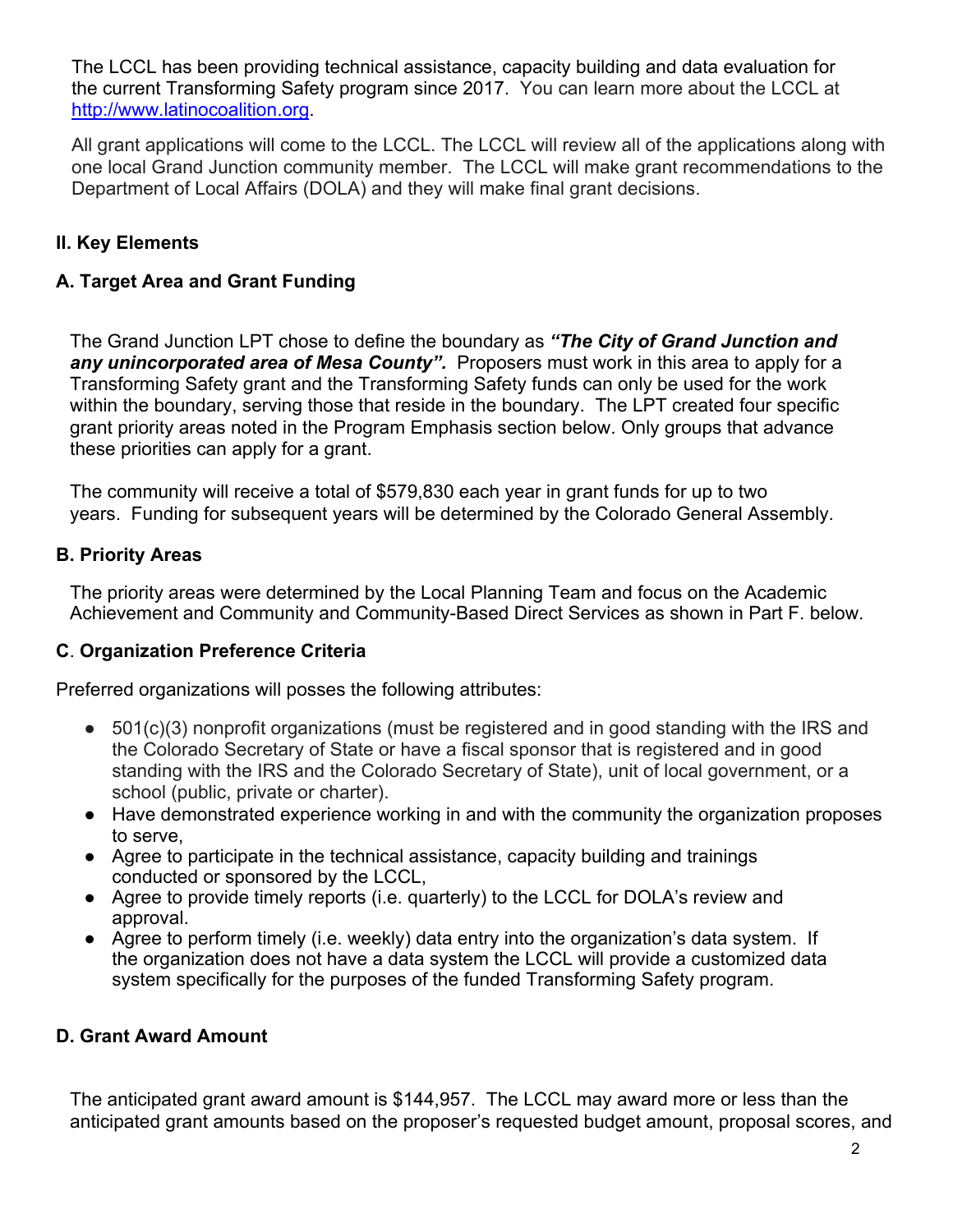The LCCL has been providing technical assistance, capacity building and data evaluation for the current Transforming Safety program since 2017. You can learn more about the LCCL at [http://www.latinocoalition.org](http://www.latinocoalition.org).

All grant applications will come to the LCCL. The LCCL will review all of the applications along with one local Grand Junction community member. The LCCL will make grant recommendations to the Department of Local Affairs (DOLA) and they will make final grant decisions.

## II. Key Elements

### A. Target Area and Grant Funding

The Grand Junction LPT chose to define the boundary as ***"The City of Grand Junction and any unincorporated area of Mesa County".*** Proposers must work in this area to apply for a Transforming Safety grant and the Transforming Safety funds can only be used for the work within the boundary, serving those that reside in the boundary. The LPT created four specific grant priority areas noted in the Program Emphasis section below. Only groups that advance these priorities can apply for a grant.

The community will receive a total of $579,830 each year in grant funds for up to two years. Funding for subsequent years will be determined by the Colorado General Assembly.

### B. Priority Areas

The priority areas were determined by the Local Planning Team and focus on the Academic Achievement and Community and Community-Based Direct Services as shown in Part F. below.

### C. Organization Preference Criteria

Preferred organizations will posses the following attributes:

- 501(c)(3) nonprofit organizations (must be registered and in good standing with the IRS and the Colorado Secretary of State or have a fiscal sponsor that is registered and in good standing with the IRS and the Colorado Secretary of State), unit of local government, or a school (public, private or charter).
- Have demonstrated experience working in and with the community the organization proposes to serve,
- Agree to participate in the technical assistance, capacity building and trainings conducted or sponsored by the LCCL,
- Agree to provide timely reports (i.e. quarterly) to the LCCL for DOLA's review and approval.
- Agree to perform timely (i.e. weekly) data entry into the organization's data system. If the organization does not have a data system the LCCL will provide a customized data system specifically for the purposes of the funded Transforming Safety program.

### D. Grant Award Amount

The anticipated grant award amount is $144,957. The LCCL may award more or less than the anticipated grant amounts based on the proposer's requested budget amount, proposal scores, and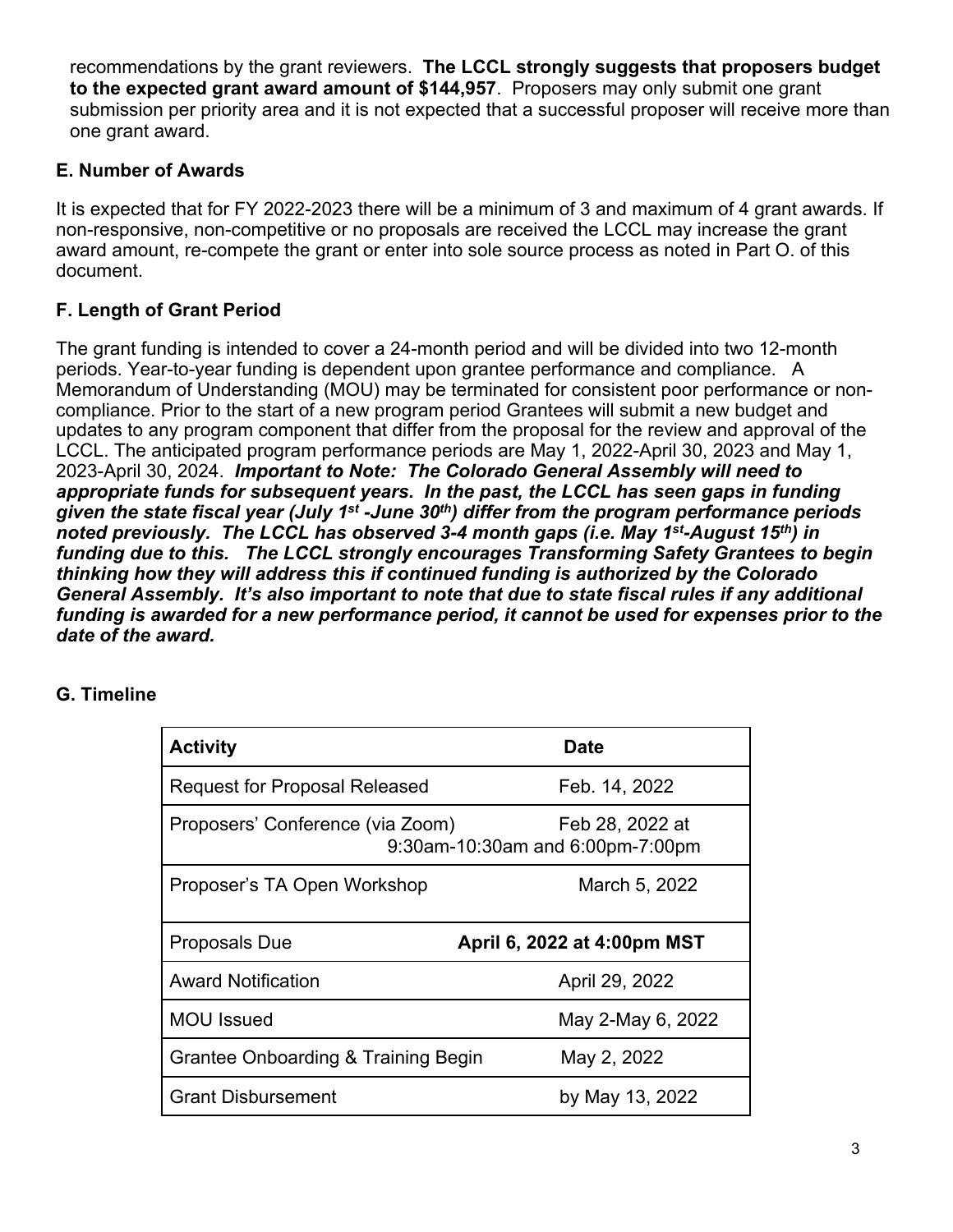recommendations by the grant reviewers. **The LCCL strongly suggests that proposers budget to the expected grant award amount of $144,957**. Proposers may only submit one grant submission per priority area and it is not expected that a successful proposer will receive more than one grant award.

### E. Number of Awards

It is expected that for FY 2022-2023 there will be a minimum of 3 and maximum of 4 grant awards. If non-responsive, non-competitive or no proposals are received the LCCL may increase the grant award amount, re-compete the grant or enter into sole source process as noted in Part O. of this document.

### F. Length of Grant Period

The grant funding is intended to cover a 24-month period and will be divided into two 12-month periods. Year-to-year funding is dependent upon grantee performance and compliance. A Memorandum of Understanding (MOU) may be terminated for consistent poor performance or non-compliance. Prior to the start of a new program period Grantees will submit a new budget and updates to any program component that differ from the proposal for the review and approval of the LCCL. The anticipated program performance periods are May 1, 2022-April 30, 2023 and May 1, 2023-April 30, 2024. ***Important to Note: The Colorado General Assembly will need to appropriate funds for subsequent years. In the past, the LCCL has seen gaps in funding given the state fiscal year (July 1st -June 30th) differ from the program performance periods noted previously. The LCCL has observed 3-4 month gaps (i.e. May 1st-August 15th) in funding due to this. The LCCL strongly encourages Transforming Safety Grantees to begin thinking how they will address this if continued funding is authorized by the Colorado General Assembly. It's also important to note that due to state fiscal rules if any additional funding is awarded for a new performance period, it cannot be used for expenses prior to the date of the award.***

### G. Timeline

| Activity | Date |
|---|---|
| Request for Proposal Released | Feb. 14, 2022 |
| Proposers' Conference (via Zoom) | Feb 28, 2022 at 9:30am-10:30am and 6:00pm-7:00pm |
| Proposer's TA Open Workshop | March 5, 2022 |
| Proposals Due | **April 6, 2022 at 4:00pm MST** |
| Award Notification | April 29, 2022 |
| MOU Issued | May 2-May 6, 2022 |
| Grantee Onboarding & Training Begin | May 2, 2022 |
| Grant Disbursement | by May 13, 2022 |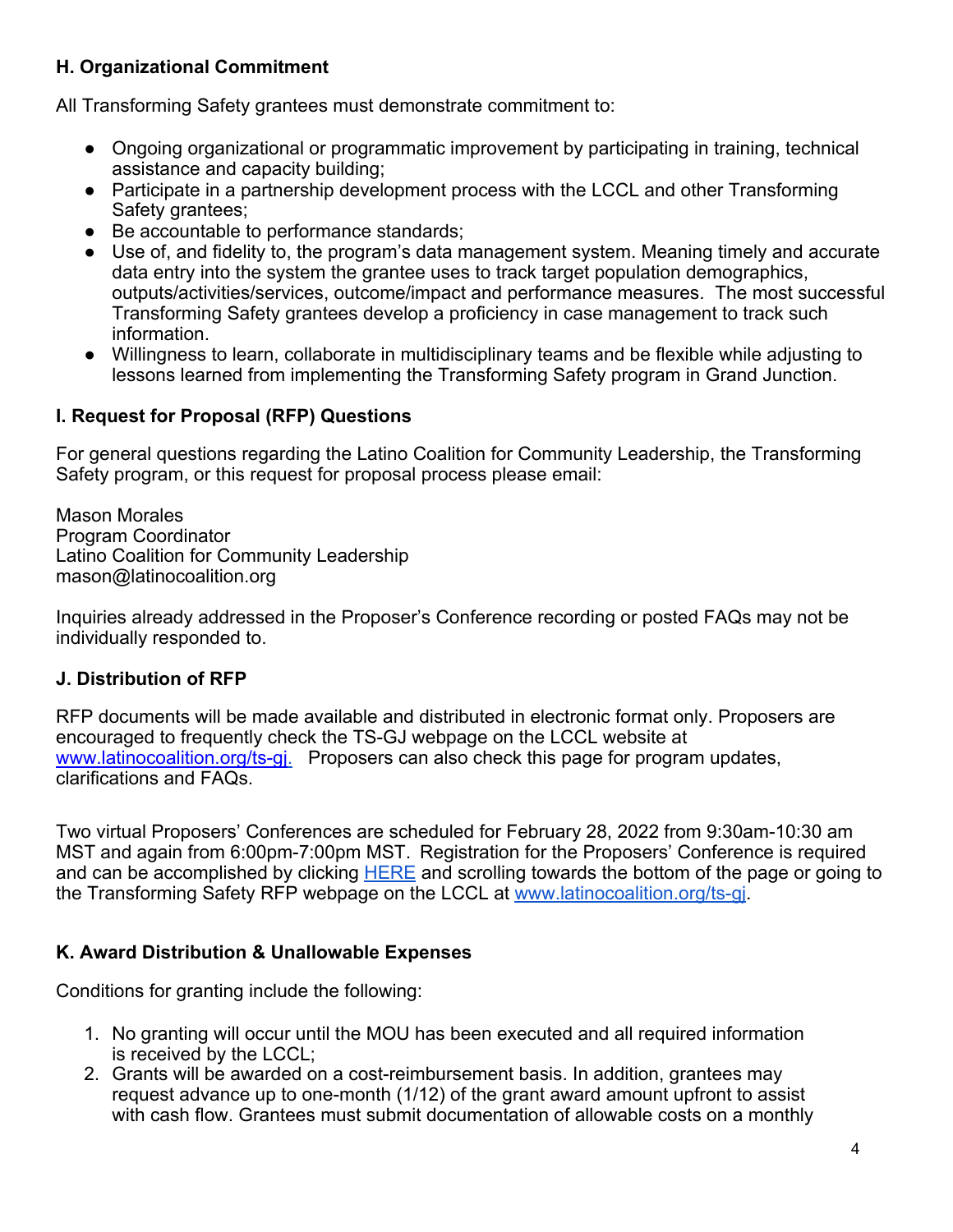### H. Organizational Commitment

All Transforming Safety grantees must demonstrate commitment to:

- Ongoing organizational or programmatic improvement by participating in training, technical assistance and capacity building;
- Participate in a partnership development process with the LCCL and other Transforming Safety grantees;
- Be accountable to performance standards;
- Use of, and fidelity to, the program's data management system. Meaning timely and accurate data entry into the system the grantee uses to track target population demographics, outputs/activities/services, outcome/impact and performance measures. The most successful Transforming Safety grantees develop a proficiency in case management to track such information.
- Willingness to learn, collaborate in multidisciplinary teams and be flexible while adjusting to lessons learned from implementing the Transforming Safety program in Grand Junction.

### I. Request for Proposal (RFP) Questions

For general questions regarding the Latino Coalition for Community Leadership, the Transforming Safety program, or this request for proposal process please email:

Mason Morales
Program Coordinator
Latino Coalition for Community Leadership
mason@latinocoalition.org

Inquiries already addressed in the Proposer's Conference recording or posted FAQs may not be individually responded to.

### J. Distribution of RFP

RFP documents will be made available and distributed in electronic format only. Proposers are encouraged to frequently check the TS-GJ webpage on the LCCL website at www.latinocoalition.org/ts-gj. Proposers can also check this page for program updates, clarifications and FAQs.

Two virtual Proposers' Conferences are scheduled for February 28, 2022 from 9:30am-10:30 am MST and again from 6:00pm-7:00pm MST. Registration for the Proposers' Conference is required and can be accomplished by clicking HERE and scrolling towards the bottom of the page or going to the Transforming Safety RFP webpage on the LCCL at www.latinocoalition.org/ts-gj.

### K. Award Distribution & Unallowable Expenses

Conditions for granting include the following:

1. No granting will occur until the MOU has been executed and all required information is received by the LCCL;
2. Grants will be awarded on a cost-reimbursement basis. In addition, grantees may request advance up to one-month (1/12) of the grant award amount upfront to assist with cash flow. Grantees must submit documentation of allowable costs on a monthly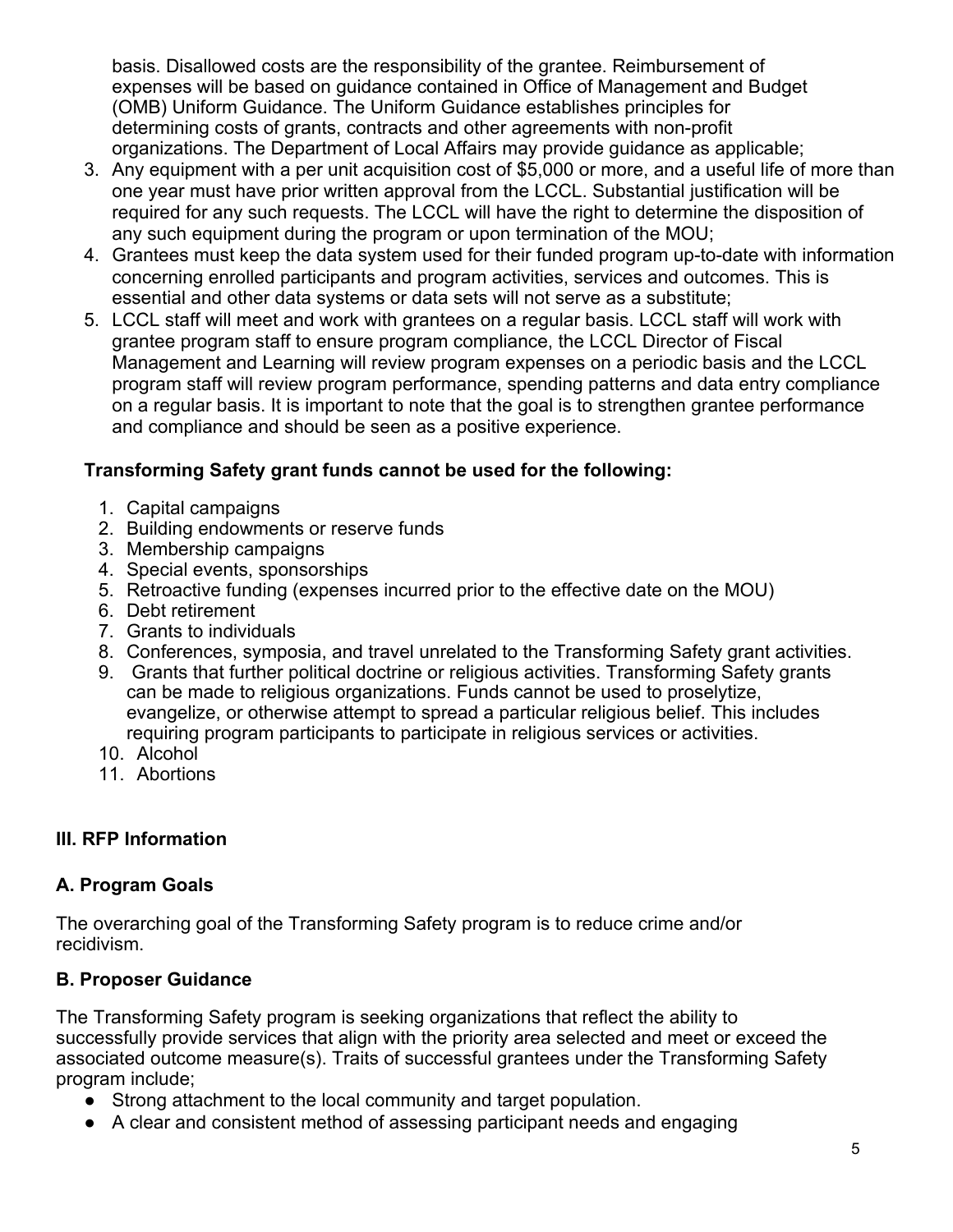basis. Disallowed costs are the responsibility of the grantee. Reimbursement of expenses will be based on guidance contained in Office of Management and Budget (OMB) Uniform Guidance. The Uniform Guidance establishes principles for determining costs of grants, contracts and other agreements with non-profit organizations. The Department of Local Affairs may provide guidance as applicable;

3. Any equipment with a per unit acquisition cost of $5,000 or more, and a useful life of more than one year must have prior written approval from the LCCL. Substantial justification will be required for any such requests. The LCCL will have the right to determine the disposition of any such equipment during the program or upon termination of the MOU;
4. Grantees must keep the data system used for their funded program up-to-date with information concerning enrolled participants and program activities, services and outcomes. This is essential and other data systems or data sets will not serve as a substitute;
5. LCCL staff will meet and work with grantees on a regular basis. LCCL staff will work with grantee program staff to ensure program compliance, the LCCL Director of Fiscal Management and Learning will review program expenses on a periodic basis and the LCCL program staff will review program performance, spending patterns and data entry compliance on a regular basis. It is important to note that the goal is to strengthen grantee performance and compliance and should be seen as a positive experience.

**Transforming Safety grant funds cannot be used for the following:**

1. Capital campaigns
2. Building endowments or reserve funds
3. Membership campaigns
4. Special events, sponsorships
5. Retroactive funding (expenses incurred prior to the effective date on the MOU)
6. Debt retirement
7. Grants to individuals
8. Conferences, symposia, and travel unrelated to the Transforming Safety grant activities.
9. Grants that further political doctrine or religious activities. Transforming Safety grants can be made to religious organizations. Funds cannot be used to proselytize, evangelize, or otherwise attempt to spread a particular religious belief. This includes requiring program participants to participate in religious services or activities.
10. Alcohol
11. Abortions

## III. RFP Information

### A. Program Goals

The overarching goal of the Transforming Safety program is to reduce crime and/or recidivism.

### B. Proposer Guidance

The Transforming Safety program is seeking organizations that reflect the ability to successfully provide services that align with the priority area selected and meet or exceed the associated outcome measure(s). Traits of successful grantees under the Transforming Safety program include;

- Strong attachment to the local community and target population.
- A clear and consistent method of assessing participant needs and engaging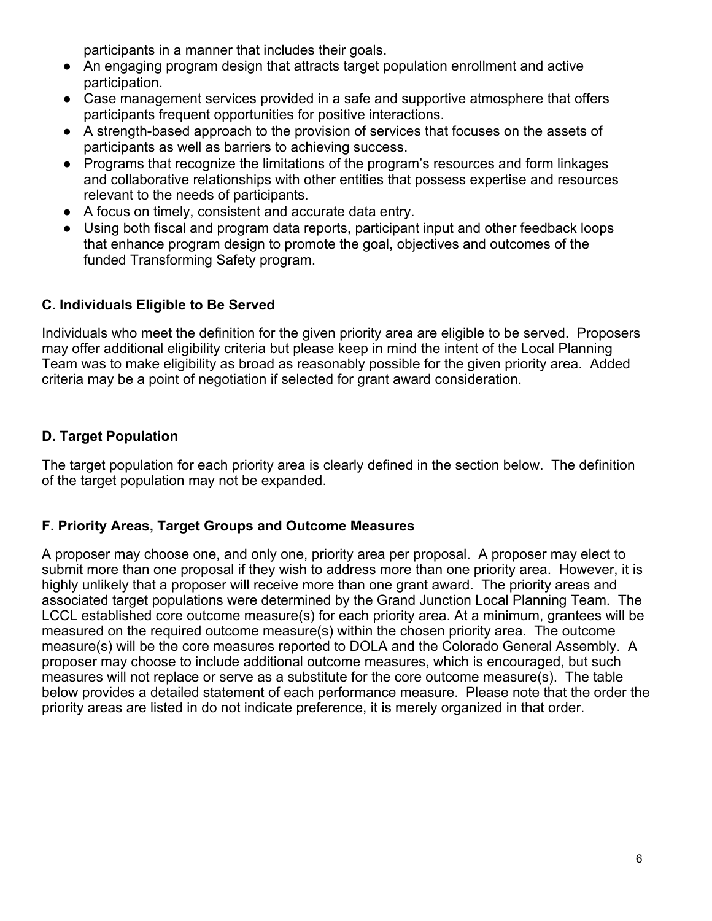participants in a manner that includes their goals.

- An engaging program design that attracts target population enrollment and active participation.
- Case management services provided in a safe and supportive atmosphere that offers participants frequent opportunities for positive interactions.
- A strength-based approach to the provision of services that focuses on the assets of participants as well as barriers to achieving success.
- Programs that recognize the limitations of the program's resources and form linkages and collaborative relationships with other entities that possess expertise and resources relevant to the needs of participants.
- A focus on timely, consistent and accurate data entry.
- Using both fiscal and program data reports, participant input and other feedback loops that enhance program design to promote the goal, objectives and outcomes of the funded Transforming Safety program.

### C. Individuals Eligible to Be Served

Individuals who meet the definition for the given priority area are eligible to be served. Proposers may offer additional eligibility criteria but please keep in mind the intent of the Local Planning Team was to make eligibility as broad as reasonably possible for the given priority area. Added criteria may be a point of negotiation if selected for grant award consideration.

### D. Target Population

The target population for each priority area is clearly defined in the section below. The definition of the target population may not be expanded.

### F. Priority Areas, Target Groups and Outcome Measures

A proposer may choose one, and only one, priority area per proposal. A proposer may elect to submit more than one proposal if they wish to address more than one priority area. However, it is highly unlikely that a proposer will receive more than one grant award. The priority areas and associated target populations were determined by the Grand Junction Local Planning Team. The LCCL established core outcome measure(s) for each priority area. At a minimum, grantees will be measured on the required outcome measure(s) within the chosen priority area. The outcome measure(s) will be the core measures reported to DOLA and the Colorado General Assembly. A proposer may choose to include additional outcome measures, which is encouraged, but such measures will not replace or serve as a substitute for the core outcome measure(s). The table below provides a detailed statement of each performance measure. Please note that the order the priority areas are listed in do not indicate preference, it is merely organized in that order.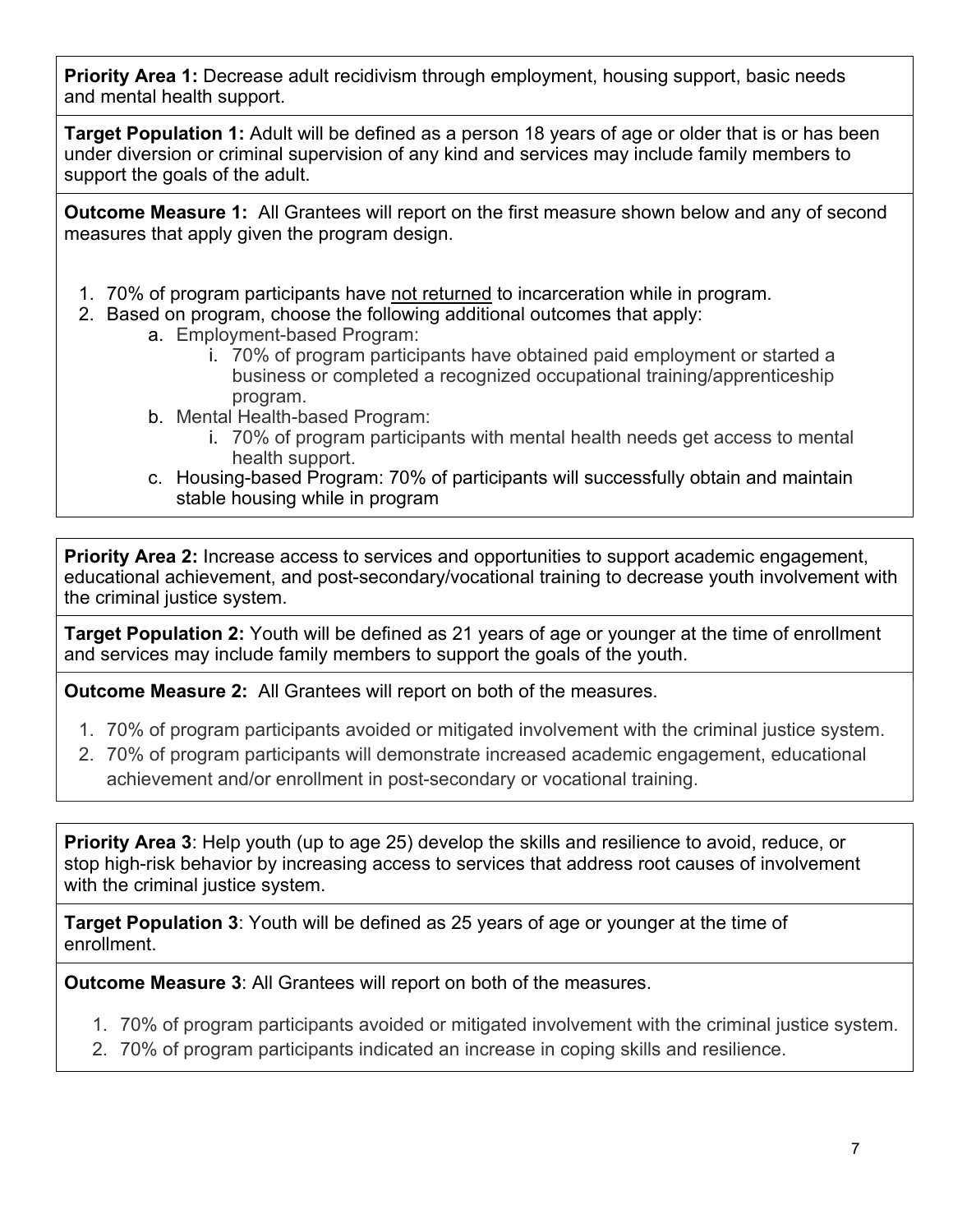**Priority Area 1:** Decrease adult recidivism through employment, housing support, basic needs and mental health support.

**Target Population 1:** Adult will be defined as a person 18 years of age or older that is or has been under diversion or criminal supervision of any kind and services may include family members to support the goals of the adult.

**Outcome Measure 1:** All Grantees will report on the first measure shown below and any of second measures that apply given the program design.

1. 70% of program participants have <u>not returned</u> to incarceration while in program.
2. Based on program, choose the following additional outcomes that apply:
   a. Employment-based Program:
      i. 70% of program participants have obtained paid employment or started a business or completed a recognized occupational training/apprenticeship program.
   b. Mental Health-based Program:
      i. 70% of program participants with mental health needs get access to mental health support.
   c. Housing-based Program: 70% of participants will successfully obtain and maintain stable housing while in program

**Priority Area 2:** Increase access to services and opportunities to support academic engagement, educational achievement, and post-secondary/vocational training to decrease youth involvement with the criminal justice system.

**Target Population 2:** Youth will be defined as 21 years of age or younger at the time of enrollment and services may include family members to support the goals of the youth.

**Outcome Measure 2:** All Grantees will report on both of the measures.

1. 70% of program participants avoided or mitigated involvement with the criminal justice system.
2. 70% of program participants will demonstrate increased academic engagement, educational achievement and/or enrollment in post-secondary or vocational training.

**Priority Area 3**: Help youth (up to age 25) develop the skills and resilience to avoid, reduce, or stop high-risk behavior by increasing access to services that address root causes of involvement with the criminal justice system.

**Target Population 3**: Youth will be defined as 25 years of age or younger at the time of enrollment.

**Outcome Measure 3**: All Grantees will report on both of the measures.

1. 70% of program participants avoided or mitigated involvement with the criminal justice system.
2. 70% of program participants indicated an increase in coping skills and resilience.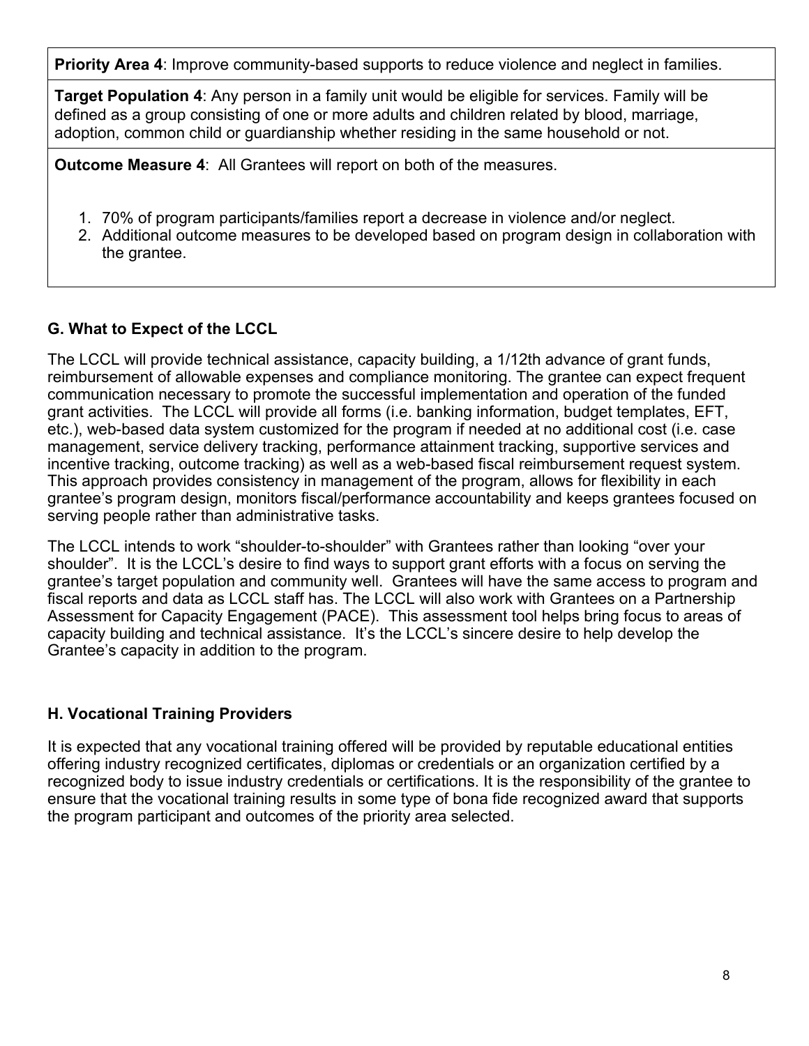**Priority Area 4**: Improve community-based supports to reduce violence and neglect in families.

**Target Population 4**: Any person in a family unit would be eligible for services. Family will be defined as a group consisting of one or more adults and children related by blood, marriage, adoption, common child or guardianship whether residing in the same household or not.

**Outcome Measure 4**: All Grantees will report on both of the measures.

1. 70% of program participants/families report a decrease in violence and/or neglect.
2. Additional outcome measures to be developed based on program design in collaboration with the grantee.

### G. What to Expect of the LCCL

The LCCL will provide technical assistance, capacity building, a 1/12th advance of grant funds, reimbursement of allowable expenses and compliance monitoring. The grantee can expect frequent communication necessary to promote the successful implementation and operation of the funded grant activities. The LCCL will provide all forms (i.e. banking information, budget templates, EFT, etc.), web-based data system customized for the program if needed at no additional cost (i.e. case management, service delivery tracking, performance attainment tracking, supportive services and incentive tracking, outcome tracking) as well as a web-based fiscal reimbursement request system. This approach provides consistency in management of the program, allows for flexibility in each grantee's program design, monitors fiscal/performance accountability and keeps grantees focused on serving people rather than administrative tasks.

The LCCL intends to work "shoulder-to-shoulder" with Grantees rather than looking "over your shoulder". It is the LCCL's desire to find ways to support grant efforts with a focus on serving the grantee's target population and community well. Grantees will have the same access to program and fiscal reports and data as LCCL staff has. The LCCL will also work with Grantees on a Partnership Assessment for Capacity Engagement (PACE). This assessment tool helps bring focus to areas of capacity building and technical assistance. It's the LCCL's sincere desire to help develop the Grantee's capacity in addition to the program.

### H. Vocational Training Providers

It is expected that any vocational training offered will be provided by reputable educational entities offering industry recognized certificates, diplomas or credentials or an organization certified by a recognized body to issue industry credentials or certifications. It is the responsibility of the grantee to ensure that the vocational training results in some type of bona fide recognized award that supports the program participant and outcomes of the priority area selected.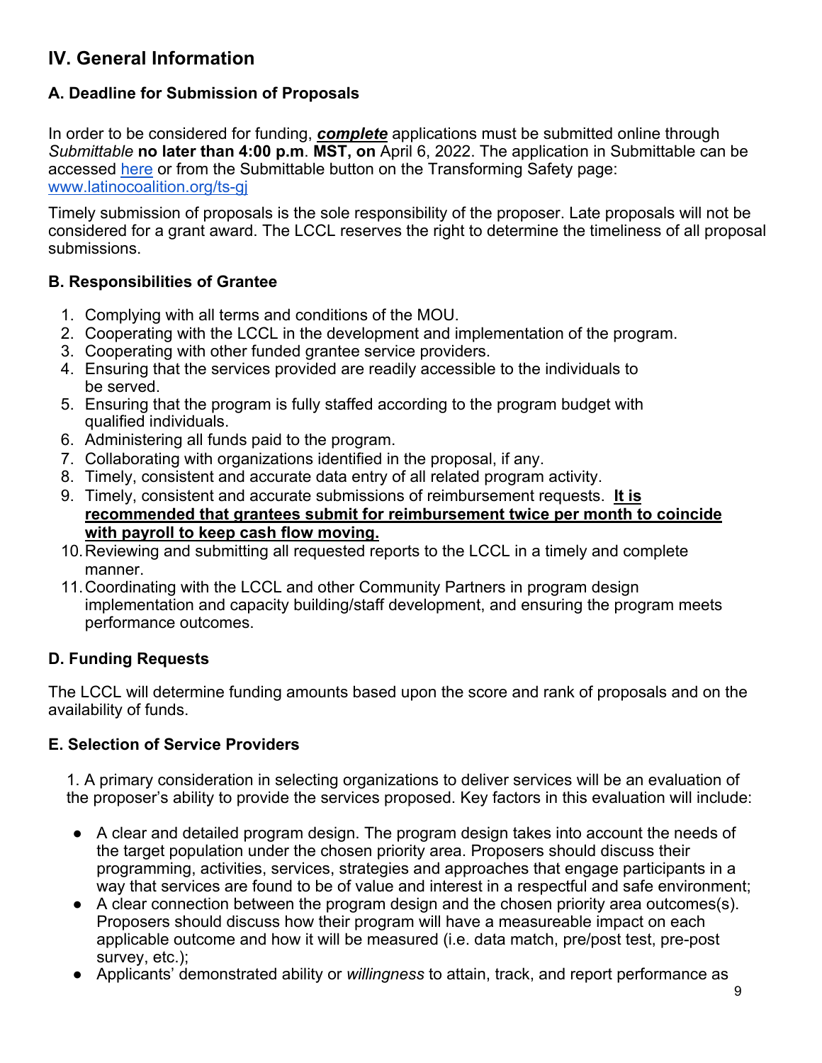## IV. General Information

### A. Deadline for Submission of Proposals

In order to be considered for funding, ***complete*** applications must be submitted online through *Submittable* **no later than 4:00 p.m**. **MST, on** April 6, 2022. The application in Submittable can be accessed here or from the Submittable button on the Transforming Safety page: www.latinocoalition.org/ts-gj

Timely submission of proposals is the sole responsibility of the proposer. Late proposals will not be considered for a grant award. The LCCL reserves the right to determine the timeliness of all proposal submissions.

### B. Responsibilities of Grantee

1. Complying with all terms and conditions of the MOU.
2. Cooperating with the LCCL in the development and implementation of the program.
3. Cooperating with other funded grantee service providers.
4. Ensuring that the services provided are readily accessible to the individuals to be served.
5. Ensuring that the program is fully staffed according to the program budget with qualified individuals.
6. Administering all funds paid to the program.
7. Collaborating with organizations identified in the proposal, if any.
8. Timely, consistent and accurate data entry of all related program activity.
9. Timely, consistent and accurate submissions of reimbursement requests. **It is recommended that grantees submit for reimbursement twice per month to coincide with payroll to keep cash flow moving.**
10. Reviewing and submitting all requested reports to the LCCL in a timely and complete manner.
11. Coordinating with the LCCL and other Community Partners in program design implementation and capacity building/staff development, and ensuring the program meets performance outcomes.

### D. Funding Requests

The LCCL will determine funding amounts based upon the score and rank of proposals and on the availability of funds.

### E. Selection of Service Providers

1. A primary consideration in selecting organizations to deliver services will be an evaluation of the proposer's ability to provide the services proposed. Key factors in this evaluation will include:

- A clear and detailed program design. The program design takes into account the needs of the target population under the chosen priority area. Proposers should discuss their programming, activities, services, strategies and approaches that engage participants in a way that services are found to be of value and interest in a respectful and safe environment;
- A clear connection between the program design and the chosen priority area outcomes(s). Proposers should discuss how their program will have a measureable impact on each applicable outcome and how it will be measured (i.e. data match, pre/post test, pre-post survey, etc.);
- Applicants' demonstrated ability or *willingness* to attain, track, and report performance as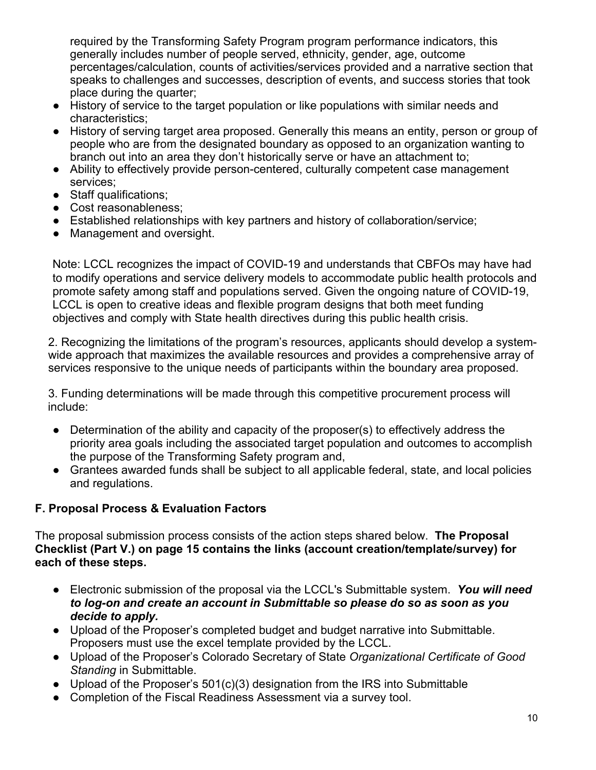required by the Transforming Safety Program program performance indicators, this generally includes number of people served, ethnicity, gender, age, outcome percentages/calculation, counts of activities/services provided and a narrative section that speaks to challenges and successes, description of events, and success stories that took place during the quarter;

- History of service to the target population or like populations with similar needs and characteristics;
- History of serving target area proposed. Generally this means an entity, person or group of people who are from the designated boundary as opposed to an organization wanting to branch out into an area they don't historically serve or have an attachment to;
- Ability to effectively provide person-centered, culturally competent case management services;
- Staff qualifications;
- Cost reasonableness;
- Established relationships with key partners and history of collaboration/service;
- Management and oversight.

Note: LCCL recognizes the impact of COVID-19 and understands that CBFOs may have had to modify operations and service delivery models to accommodate public health protocols and promote safety among staff and populations served. Given the ongoing nature of COVID-19, LCCL is open to creative ideas and flexible program designs that both meet funding objectives and comply with State health directives during this public health crisis.

2. Recognizing the limitations of the program's resources, applicants should develop a system-wide approach that maximizes the available resources and provides a comprehensive array of services responsive to the unique needs of participants within the boundary area proposed.

3. Funding determinations will be made through this competitive procurement process will include:

- Determination of the ability and capacity of the proposer(s) to effectively address the priority area goals including the associated target population and outcomes to accomplish the purpose of the Transforming Safety program and,
- Grantees awarded funds shall be subject to all applicable federal, state, and local policies and regulations.

### F. Proposal Process & Evaluation Factors

The proposal submission process consists of the action steps shared below. **The Proposal Checklist (Part V.) on page 15 contains the links (account creation/template/survey) for each of these steps.**

- Electronic submission of the proposal via the LCCL's Submittable system. ***You will need to log-on and create an account in Submittable so please do so as soon as you decide to apply.***
- Upload of the Proposer's completed budget and budget narrative into Submittable. Proposers must use the excel template provided by the LCCL.
- Upload of the Proposer's Colorado Secretary of State *Organizational Certificate of Good Standing* in Submittable.
- Upload of the Proposer's 501(c)(3) designation from the IRS into Submittable
- Completion of the Fiscal Readiness Assessment via a survey tool.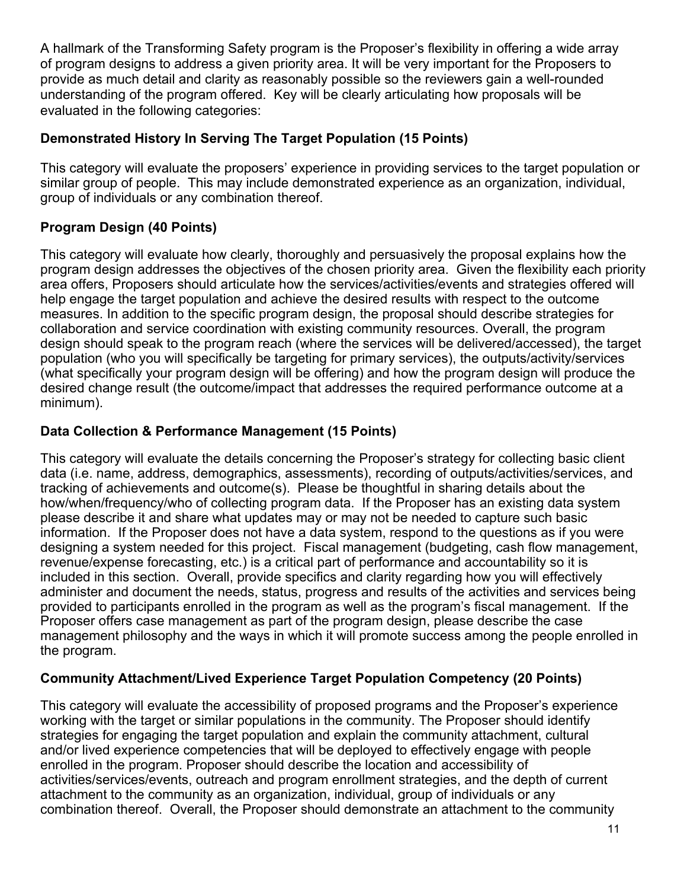A hallmark of the Transforming Safety program is the Proposer's flexibility in offering a wide array of program designs to address a given priority area. It will be very important for the Proposers to provide as much detail and clarity as reasonably possible so the reviewers gain a well-rounded understanding of the program offered. Key will be clearly articulating how proposals will be evaluated in the following categories:

**Demonstrated History In Serving The Target Population (15 Points)**

This category will evaluate the proposers' experience in providing services to the target population or similar group of people. This may include demonstrated experience as an organization, individual, group of individuals or any combination thereof.

**Program Design (40 Points)**

This category will evaluate how clearly, thoroughly and persuasively the proposal explains how the program design addresses the objectives of the chosen priority area. Given the flexibility each priority area offers, Proposers should articulate how the services/activities/events and strategies offered will help engage the target population and achieve the desired results with respect to the outcome measures. In addition to the specific program design, the proposal should describe strategies for collaboration and service coordination with existing community resources. Overall, the program design should speak to the program reach (where the services will be delivered/accessed), the target population (who you will specifically be targeting for primary services), the outputs/activity/services (what specifically your program design will be offering) and how the program design will produce the desired change result (the outcome/impact that addresses the required performance outcome at a minimum).

**Data Collection & Performance Management (15 Points)**

This category will evaluate the details concerning the Proposer's strategy for collecting basic client data (i.e. name, address, demographics, assessments), recording of outputs/activities/services, and tracking of achievements and outcome(s). Please be thoughtful in sharing details about the how/when/frequency/who of collecting program data. If the Proposer has an existing data system please describe it and share what updates may or may not be needed to capture such basic information. If the Proposer does not have a data system, respond to the questions as if you were designing a system needed for this project. Fiscal management (budgeting, cash flow management, revenue/expense forecasting, etc.) is a critical part of performance and accountability so it is included in this section. Overall, provide specifics and clarity regarding how you will effectively administer and document the needs, status, progress and results of the activities and services being provided to participants enrolled in the program as well as the program's fiscal management. If the Proposer offers case management as part of the program design, please describe the case management philosophy and the ways in which it will promote success among the people enrolled in the program.

**Community Attachment/Lived Experience Target Population Competency (20 Points)**

This category will evaluate the accessibility of proposed programs and the Proposer's experience working with the target or similar populations in the community. The Proposer should identify strategies for engaging the target population and explain the community attachment, cultural and/or lived experience competencies that will be deployed to effectively engage with people enrolled in the program. Proposer should describe the location and accessibility of activities/services/events, outreach and program enrollment strategies, and the depth of current attachment to the community as an organization, individual, group of individuals or any combination thereof. Overall, the Proposer should demonstrate an attachment to the community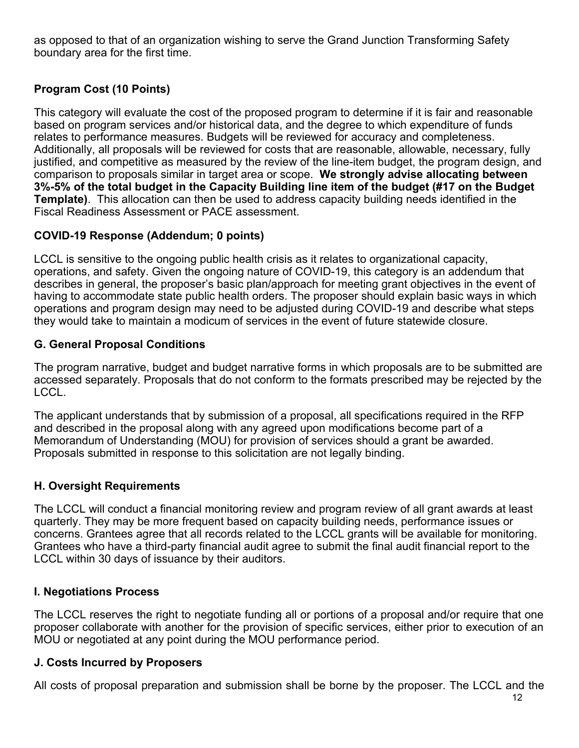as opposed to that of an organization wishing to serve the Grand Junction Transforming Safety boundary area for the first time.

**Program Cost (10 Points)**

This category will evaluate the cost of the proposed program to determine if it is fair and reasonable based on program services and/or historical data, and the degree to which expenditure of funds relates to performance measures. Budgets will be reviewed for accuracy and completeness. Additionally, all proposals will be reviewed for costs that are reasonable, allowable, necessary, fully justified, and competitive as measured by the review of the line-item budget, the program design, and comparison to proposals similar in target area or scope. **We strongly advise allocating between 3%-5% of the total budget in the Capacity Building line item of the budget (#17 on the Budget Template)**. This allocation can then be used to address capacity building needs identified in the Fiscal Readiness Assessment or PACE assessment.

**COVID-19 Response (Addendum; 0 points)**

LCCL is sensitive to the ongoing public health crisis as it relates to organizational capacity, operations, and safety. Given the ongoing nature of COVID-19, this category is an addendum that describes in general, the proposer's basic plan/approach for meeting grant objectives in the event of having to accommodate state public health orders. The proposer should explain basic ways in which operations and program design may need to be adjusted during COVID-19 and describe what steps they would take to maintain a modicum of services in the event of future statewide closure.

### G. General Proposal Conditions

The program narrative, budget and budget narrative forms in which proposals are to be submitted are accessed separately. Proposals that do not conform to the formats prescribed may be rejected by the LCCL.

The applicant understands that by submission of a proposal, all specifications required in the RFP and described in the proposal along with any agreed upon modifications become part of a Memorandum of Understanding (MOU) for provision of services should a grant be awarded. Proposals submitted in response to this solicitation are not legally binding.

### H. Oversight Requirements

The LCCL will conduct a financial monitoring review and program review of all grant awards at least quarterly. They may be more frequent based on capacity building needs, performance issues or concerns. Grantees agree that all records related to the LCCL grants will be available for monitoring. Grantees who have a third-party financial audit agree to submit the final audit financial report to the LCCL within 30 days of issuance by their auditors.

### I. Negotiations Process

The LCCL reserves the right to negotiate funding all or portions of a proposal and/or require that one proposer collaborate with another for the provision of specific services, either prior to execution of an MOU or negotiated at any point during the MOU performance period.

### J. Costs Incurred by Proposers

All costs of proposal preparation and submission shall be borne by the proposer. The LCCL and the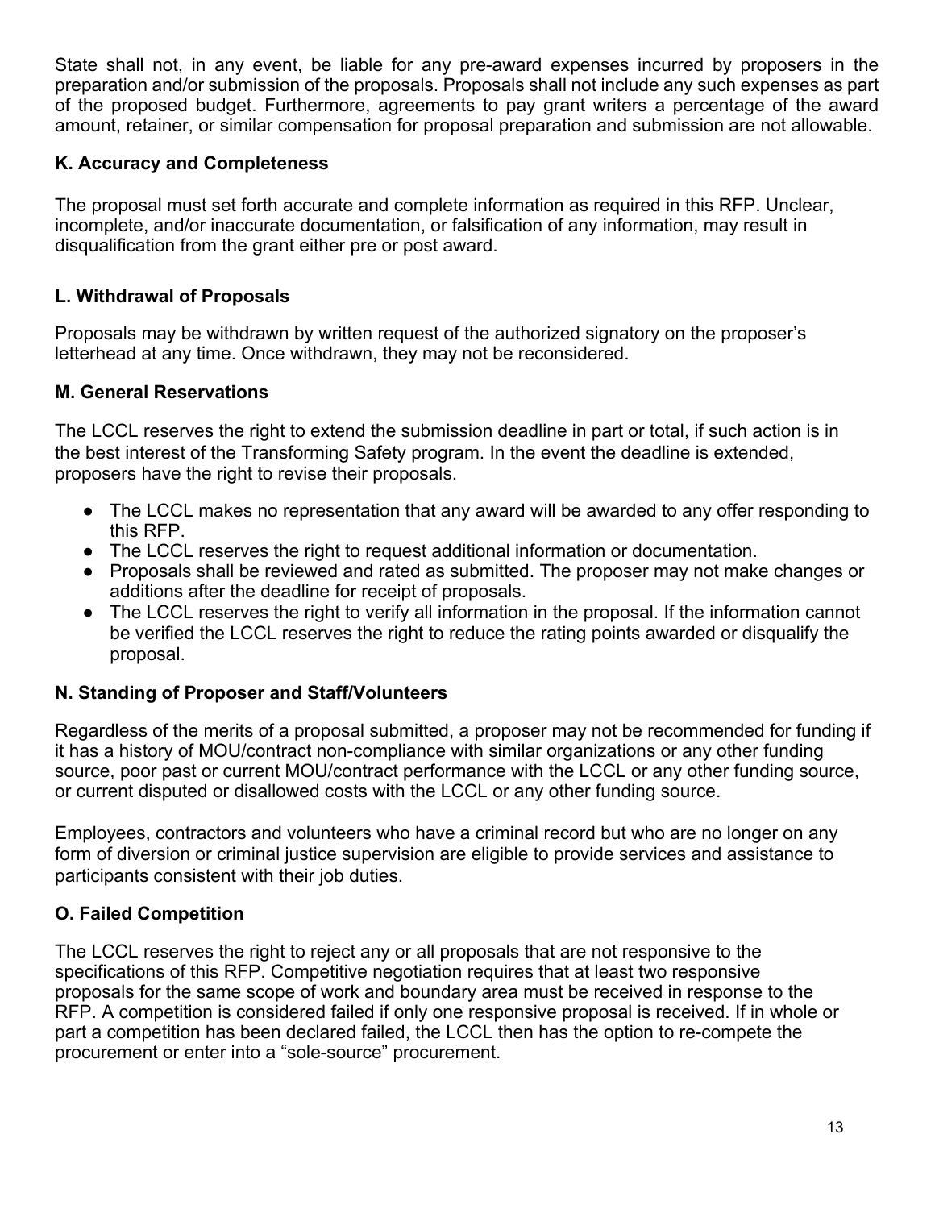State shall not, in any event, be liable for any pre-award expenses incurred by proposers in the preparation and/or submission of the proposals. Proposals shall not include any such expenses as part of the proposed budget. Furthermore, agreements to pay grant writers a percentage of the award amount, retainer, or similar compensation for proposal preparation and submission are not allowable.

### K. Accuracy and Completeness

The proposal must set forth accurate and complete information as required in this RFP. Unclear, incomplete, and/or inaccurate documentation, or falsification of any information, may result in disqualification from the grant either pre or post award.

### L. Withdrawal of Proposals

Proposals may be withdrawn by written request of the authorized signatory on the proposer's letterhead at any time. Once withdrawn, they may not be reconsidered.

### M. General Reservations

The LCCL reserves the right to extend the submission deadline in part or total, if such action is in the best interest of the Transforming Safety program. In the event the deadline is extended, proposers have the right to revise their proposals.

- The LCCL makes no representation that any award will be awarded to any offer responding to this RFP.
- The LCCL reserves the right to request additional information or documentation.
- Proposals shall be reviewed and rated as submitted. The proposer may not make changes or additions after the deadline for receipt of proposals.
- The LCCL reserves the right to verify all information in the proposal. If the information cannot be verified the LCCL reserves the right to reduce the rating points awarded or disqualify the proposal.

### N. Standing of Proposer and Staff/Volunteers

Regardless of the merits of a proposal submitted, a proposer may not be recommended for funding if it has a history of MOU/contract non-compliance with similar organizations or any other funding source, poor past or current MOU/contract performance with the LCCL or any other funding source, or current disputed or disallowed costs with the LCCL or any other funding source.

Employees, contractors and volunteers who have a criminal record but who are no longer on any form of diversion or criminal justice supervision are eligible to provide services and assistance to participants consistent with their job duties.

### O. Failed Competition

The LCCL reserves the right to reject any or all proposals that are not responsive to the specifications of this RFP. Competitive negotiation requires that at least two responsive proposals for the same scope of work and boundary area must be received in response to the RFP. A competition is considered failed if only one responsive proposal is received. If in whole or part a competition has been declared failed, the LCCL then has the option to re-compete the procurement or enter into a "sole-source" procurement.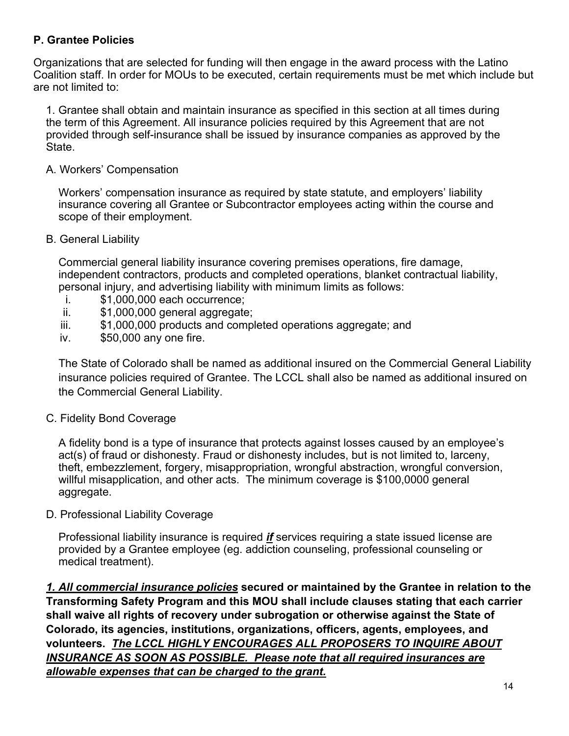### P. Grantee Policies

Organizations that are selected for funding will then engage in the award process with the Latino Coalition staff. In order for MOUs to be executed, certain requirements must be met which include but are not limited to:

1. Grantee shall obtain and maintain insurance as specified in this section at all times during the term of this Agreement. All insurance policies required by this Agreement that are not provided through self-insurance shall be issued by insurance companies as approved by the State.

A. Workers' Compensation

Workers' compensation insurance as required by state statute, and employers' liability insurance covering all Grantee or Subcontractor employees acting within the course and scope of their employment.

B. General Liability

Commercial general liability insurance covering premises operations, fire damage, independent contractors, products and completed operations, blanket contractual liability, personal injury, and advertising liability with minimum limits as follows:

i. $1,000,000 each occurrence;
ii. $1,000,000 general aggregate;
iii. $1,000,000 products and completed operations aggregate; and
iv. $50,000 any one fire.

The State of Colorado shall be named as additional insured on the Commercial General Liability insurance policies required of Grantee. The LCCL shall also be named as additional insured on the Commercial General Liability.

C. Fidelity Bond Coverage

A fidelity bond is a type of insurance that protects against losses caused by an employee's act(s) of fraud or dishonesty. Fraud or dishonesty includes, but is not limited to, larceny, theft, embezzlement, forgery, misappropriation, wrongful abstraction, wrongful conversion, willful misapplication, and other acts. The minimum coverage is $100,0000 general aggregate.

D. Professional Liability Coverage

Professional liability insurance is required ***if*** services requiring a state issued license are provided by a Grantee employee (eg. addiction counseling, professional counseling or medical treatment).

***1. All commercial insurance policies*** **secured or maintained by the Grantee in relation to the Transforming Safety Program and this MOU shall include clauses stating that each carrier shall waive all rights of recovery under subrogation or otherwise against the State of Colorado, its agencies, institutions, organizations, officers, agents, employees, and volunteers.** ***The LCCL HIGHLY ENCOURAGES ALL PROPOSERS TO INQUIRE ABOUT INSURANCE AS SOON AS POSSIBLE. Please note that all required insurances are allowable expenses that can be charged to the grant.***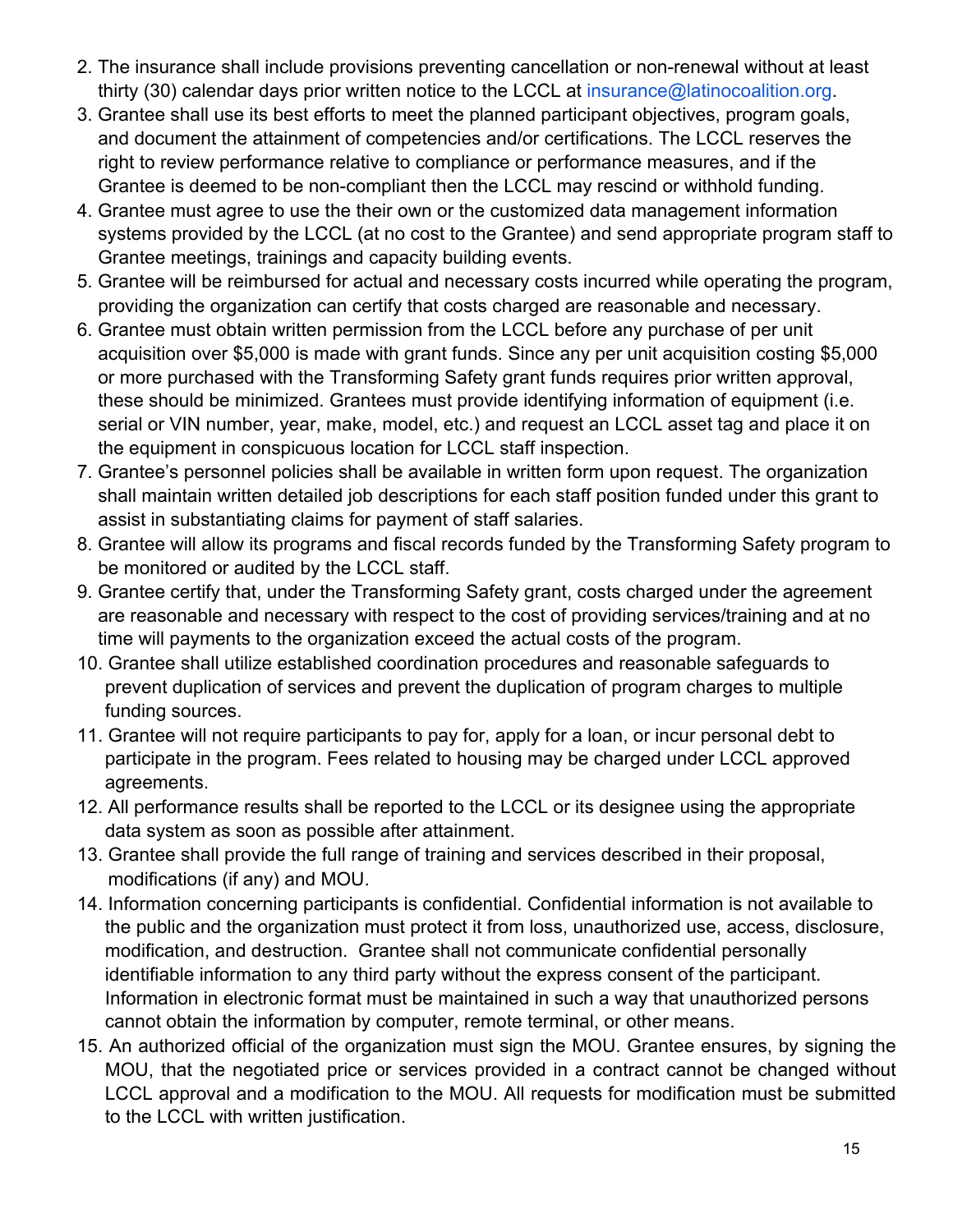2. The insurance shall include provisions preventing cancellation or non-renewal without at least thirty (30) calendar days prior written notice to the LCCL at insurance@latinocoalition.org.
3. Grantee shall use its best efforts to meet the planned participant objectives, program goals, and document the attainment of competencies and/or certifications. The LCCL reserves the right to review performance relative to compliance or performance measures, and if the Grantee is deemed to be non-compliant then the LCCL may rescind or withhold funding.
4. Grantee must agree to use the their own or the customized data management information systems provided by the LCCL (at no cost to the Grantee) and send appropriate program staff to Grantee meetings, trainings and capacity building events.
5. Grantee will be reimbursed for actual and necessary costs incurred while operating the program, providing the organization can certify that costs charged are reasonable and necessary.
6. Grantee must obtain written permission from the LCCL before any purchase of per unit acquisition over $5,000 is made with grant funds. Since any per unit acquisition costing $5,000 or more purchased with the Transforming Safety grant funds requires prior written approval, these should be minimized. Grantees must provide identifying information of equipment (i.e. serial or VIN number, year, make, model, etc.) and request an LCCL asset tag and place it on the equipment in conspicuous location for LCCL staff inspection.
7. Grantee's personnel policies shall be available in written form upon request. The organization shall maintain written detailed job descriptions for each staff position funded under this grant to assist in substantiating claims for payment of staff salaries.
8. Grantee will allow its programs and fiscal records funded by the Transforming Safety program to be monitored or audited by the LCCL staff.
9. Grantee certify that, under the Transforming Safety grant, costs charged under the agreement are reasonable and necessary with respect to the cost of providing services/training and at no time will payments to the organization exceed the actual costs of the program.
10. Grantee shall utilize established coordination procedures and reasonable safeguards to prevent duplication of services and prevent the duplication of program charges to multiple funding sources.
11. Grantee will not require participants to pay for, apply for a loan, or incur personal debt to participate in the program. Fees related to housing may be charged under LCCL approved agreements.
12. All performance results shall be reported to the LCCL or its designee using the appropriate data system as soon as possible after attainment.
13. Grantee shall provide the full range of training and services described in their proposal, modifications (if any) and MOU.
14. Information concerning participants is confidential. Confidential information is not available to the public and the organization must protect it from loss, unauthorized use, access, disclosure, modification, and destruction. Grantee shall not communicate confidential personally identifiable information to any third party without the express consent of the participant. Information in electronic format must be maintained in such a way that unauthorized persons cannot obtain the information by computer, remote terminal, or other means.
15. An authorized official of the organization must sign the MOU. Grantee ensures, by signing the MOU, that the negotiated price or services provided in a contract cannot be changed without LCCL approval and a modification to the MOU. All requests for modification must be submitted to the LCCL with written justification.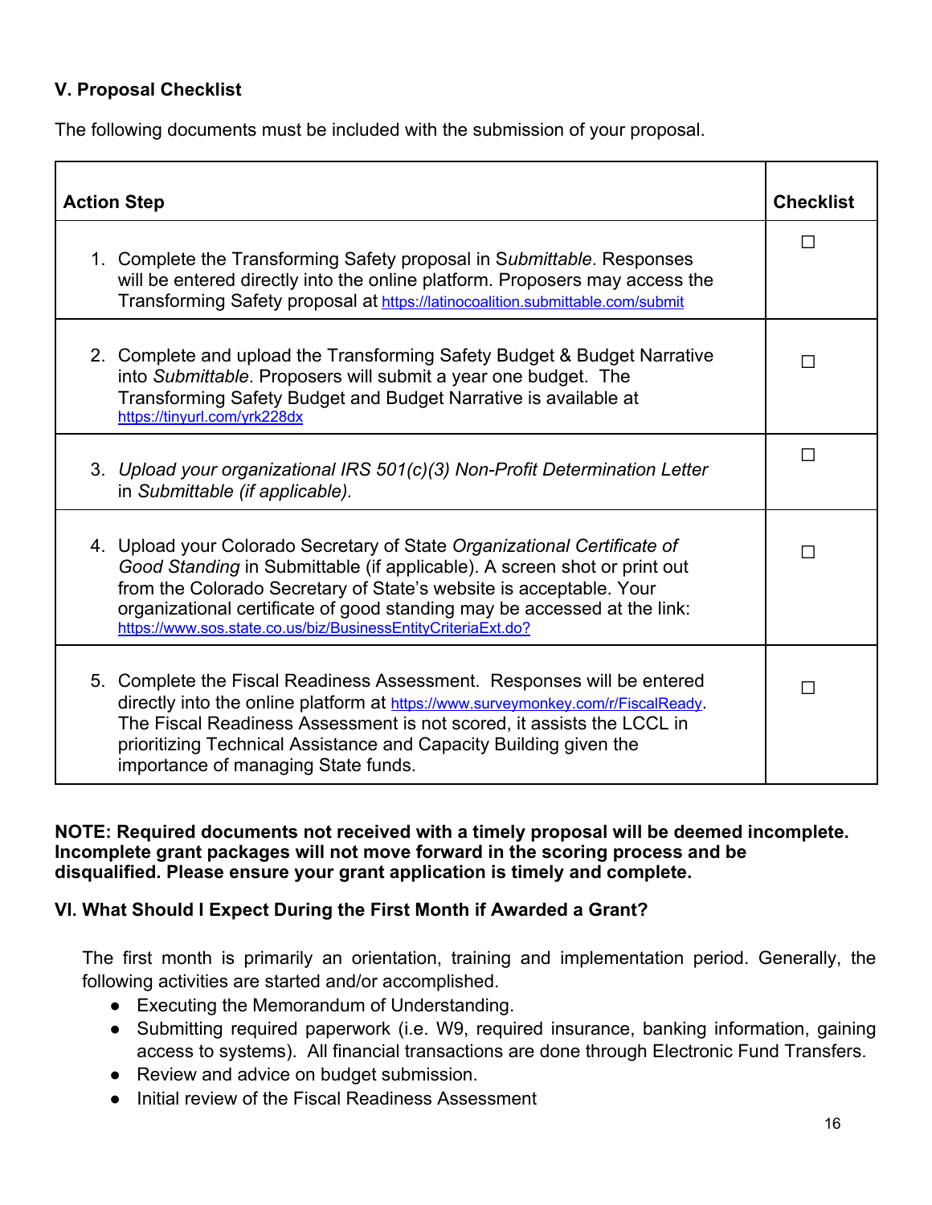## V. Proposal Checklist

The following documents must be included with the submission of your proposal.

| Action Step | Checklist |
|---|---|
| 1. Complete the Transforming Safety proposal in *Submittable*. Responses will be entered directly into the online platform. Proposers may access the Transforming Safety proposal at https://latinocoalition.submittable.com/submit | ☐ |
| 2. Complete and upload the Transforming Safety Budget & Budget Narrative into *Submittable*. Proposers will submit a year one budget. The Transforming Safety Budget and Budget Narrative is available at https://tinyurl.com/yrk228dx | ☐ |
| 3. *Upload your organizational IRS 501(c)(3) Non-Profit Determination Letter* in *Submittable (if applicable).* | ☐ |
| 4. Upload your Colorado Secretary of State *Organizational Certificate of Good Standing* in Submittable (if applicable). A screen shot or print out from the Colorado Secretary of State's website is acceptable. Your organizational certificate of good standing may be accessed at the link: https://www.sos.state.co.us/biz/BusinessEntityCriteriaExt.do? | ☐ |
| 5. Complete the Fiscal Readiness Assessment. Responses will be entered directly into the online platform at https://www.surveymonkey.com/r/FiscalReady. The Fiscal Readiness Assessment is not scored, it assists the LCCL in prioritizing Technical Assistance and Capacity Building given the importance of managing State funds. | ☐ |

**NOTE: Required documents not received with a timely proposal will be deemed incomplete. Incomplete grant packages will not move forward in the scoring process and be disqualified. Please ensure your grant application is timely and complete.**

## VI. What Should I Expect During the First Month if Awarded a Grant?

The first month is primarily an orientation, training and implementation period. Generally, the following activities are started and/or accomplished.

- Executing the Memorandum of Understanding.
- Submitting required paperwork (i.e. W9, required insurance, banking information, gaining access to systems). All financial transactions are done through Electronic Fund Transfers.
- Review and advice on budget submission.
- Initial review of the Fiscal Readiness Assessment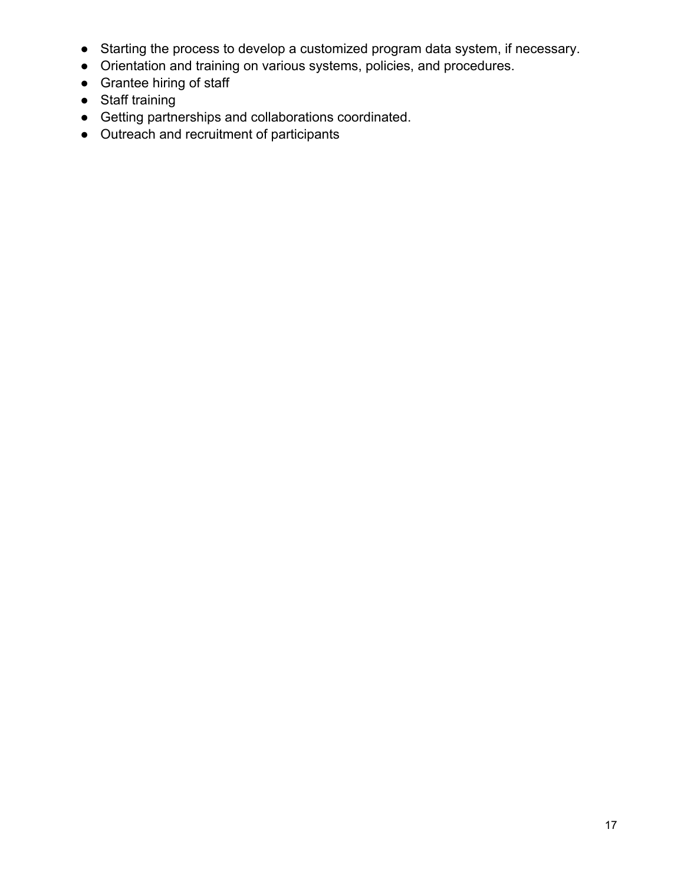- Starting the process to develop a customized program data system, if necessary.
- Orientation and training on various systems, policies, and procedures.
- Grantee hiring of staff
- Staff training
- Getting partnerships and collaborations coordinated.
- Outreach and recruitment of participants